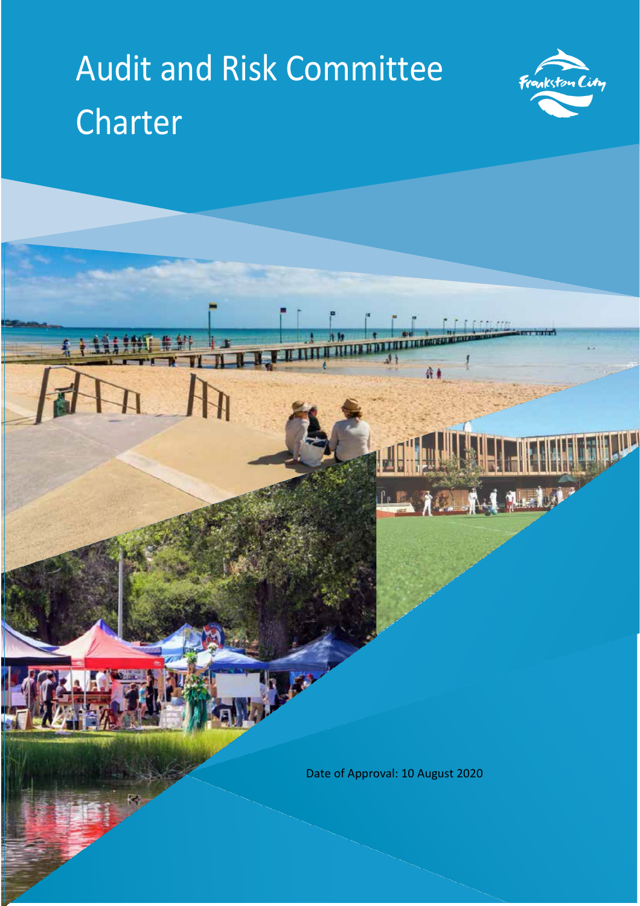# Audit and Risk Committee Charter

Date of Approval: 10 August 2020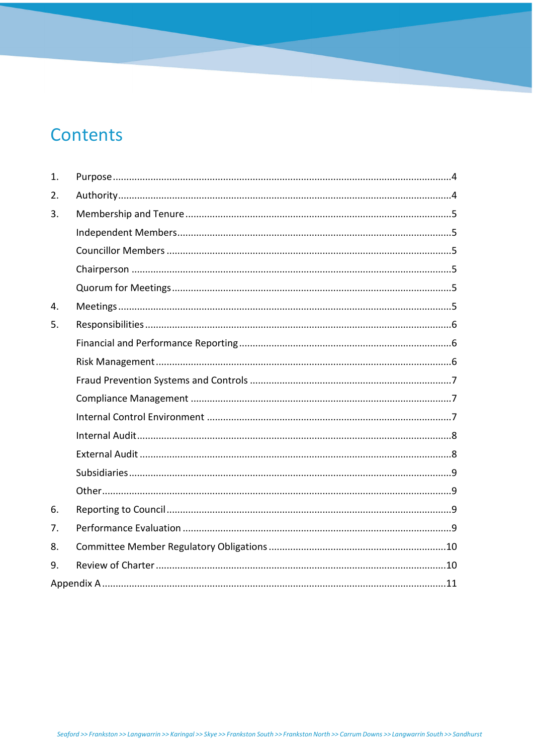# Contents

1. Purpose ....................................................................................................................4
2. Authority ..................................................................................................................4
3. Membership and Tenure ...........................................................................................5
   - Independent Members ..........................................................................................5
   - Councillor Members ..............................................................................................5
   - Chairperson .........................................................................................................5
   - Quorum for Meetings .............................................................................................5
4. Meetings ..................................................................................................................5
5. Responsibilities .......................................................................................................6
   - Financial and Performance Reporting ......................................................................6
   - Risk Management ..................................................................................................6
   - Fraud Prevention Systems and Controls ..................................................................7
   - Compliance Management .......................................................................................7
   - Internal Control Environment .................................................................................7
   - Internal Audit .......................................................................................................8
   - External Audit ......................................................................................................8
   - Subsidiaries .........................................................................................................9
   - Other ...................................................................................................................9
6. Reporting to Council .................................................................................................9
7. Performance Evaluation ............................................................................................9
8. Committee Member Regulatory Obligations ..............................................................10
9. Review of Charter ....................................................................................................10

Appendix A ..................................................................................................................11

Seaford >> Frankston >> Langwarrin >> Karingal >> Skye >> Frankston South >> Frankston North >> Carrum Downs >> Langwarrin South >> Sandhurst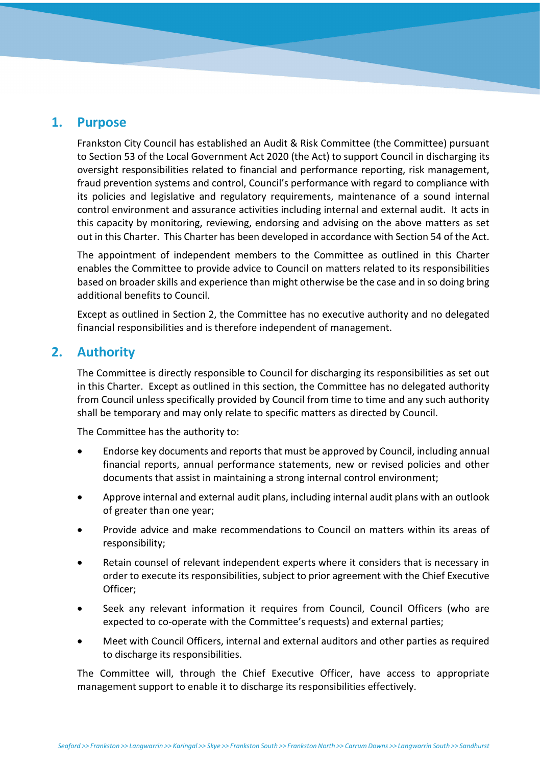## 1. Purpose

Frankston City Council has established an Audit & Risk Committee (the Committee) pursuant to Section 53 of the Local Government Act 2020 (the Act) to support Council in discharging its oversight responsibilities related to financial and performance reporting, risk management, fraud prevention systems and control, Council's performance with regard to compliance with its policies and legislative and regulatory requirements, maintenance of a sound internal control environment and assurance activities including internal and external audit. It acts in this capacity by monitoring, reviewing, endorsing and advising on the above matters as set out in this Charter. This Charter has been developed in accordance with Section 54 of the Act.

The appointment of independent members to the Committee as outlined in this Charter enables the Committee to provide advice to Council on matters related to its responsibilities based on broader skills and experience than might otherwise be the case and in so doing bring additional benefits to Council.

Except as outlined in Section 2, the Committee has no executive authority and no delegated financial responsibilities and is therefore independent of management.

## 2. Authority

The Committee is directly responsible to Council for discharging its responsibilities as set out in this Charter. Except as outlined in this section, the Committee has no delegated authority from Council unless specifically provided by Council from time to time and any such authority shall be temporary and may only relate to specific matters as directed by Council.

The Committee has the authority to:

- Endorse key documents and reports that must be approved by Council, including annual financial reports, annual performance statements, new or revised policies and other documents that assist in maintaining a strong internal control environment;
- Approve internal and external audit plans, including internal audit plans with an outlook of greater than one year;
- Provide advice and make recommendations to Council on matters within its areas of responsibility;
- Retain counsel of relevant independent experts where it considers that is necessary in order to execute its responsibilities, subject to prior agreement with the Chief Executive Officer;
- Seek any relevant information it requires from Council, Council Officers (who are expected to co-operate with the Committee's requests) and external parties;
- Meet with Council Officers, internal and external auditors and other parties as required to discharge its responsibilities.

The Committee will, through the Chief Executive Officer, have access to appropriate management support to enable it to discharge its responsibilities effectively.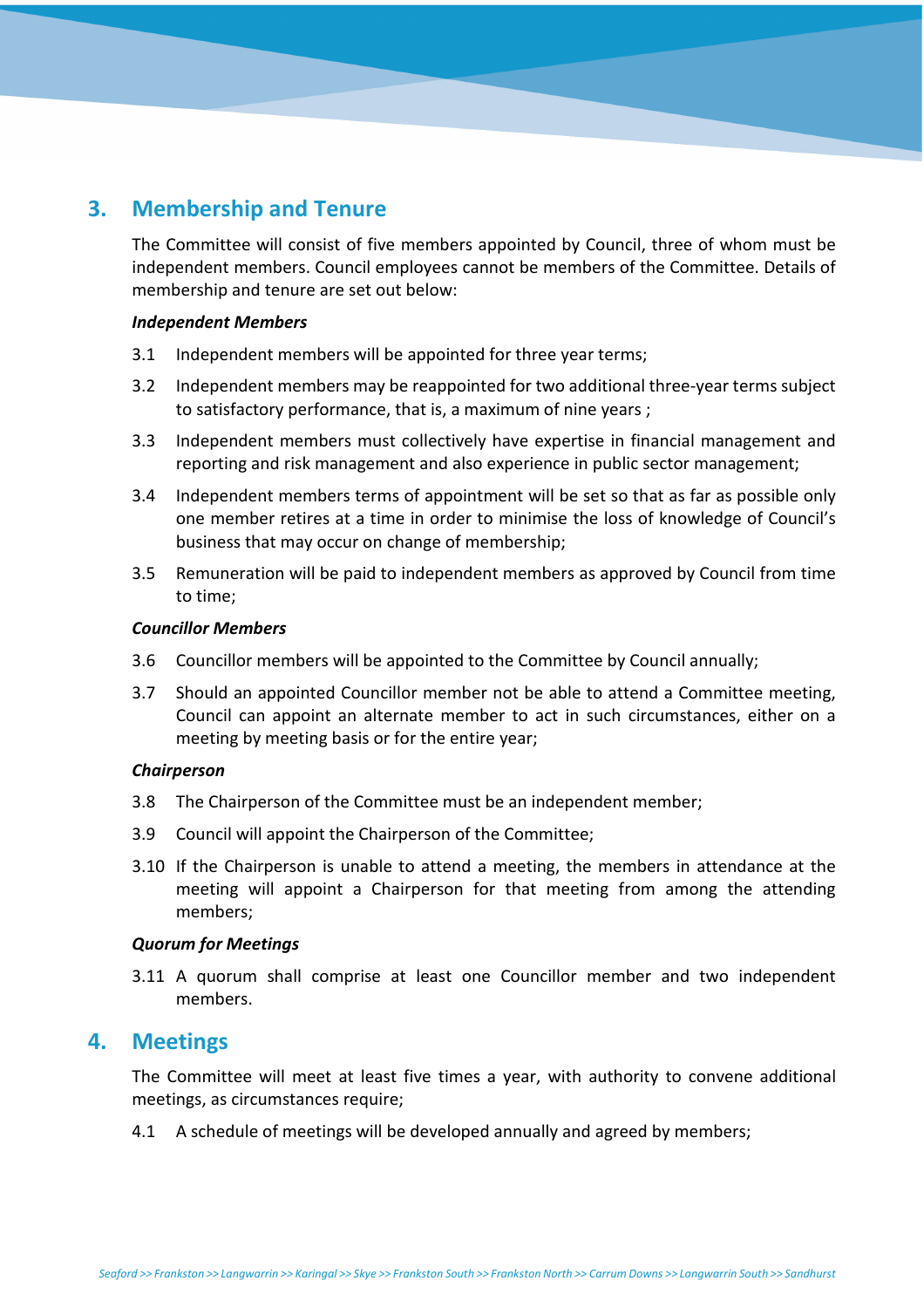## 3. Membership and Tenure

The Committee will consist of five members appointed by Council, three of whom must be independent members. Council employees cannot be members of the Committee. Details of membership and tenure are set out below:

***Independent Members***

3.1 Independent members will be appointed for three year terms;

3.2 Independent members may be reappointed for two additional three-year terms subject to satisfactory performance, that is, a maximum of nine years ;

3.3 Independent members must collectively have expertise in financial management and reporting and risk management and also experience in public sector management;

3.4 Independent members terms of appointment will be set so that as far as possible only one member retires at a time in order to minimise the loss of knowledge of Council's business that may occur on change of membership;

3.5 Remuneration will be paid to independent members as approved by Council from time to time;

***Councillor Members***

3.6 Councillor members will be appointed to the Committee by Council annually;

3.7 Should an appointed Councillor member not be able to attend a Committee meeting, Council can appoint an alternate member to act in such circumstances, either on a meeting by meeting basis or for the entire year;

***Chairperson***

3.8 The Chairperson of the Committee must be an independent member;

3.9 Council will appoint the Chairperson of the Committee;

3.10 If the Chairperson is unable to attend a meeting, the members in attendance at the meeting will appoint a Chairperson for that meeting from among the attending members;

***Quorum for Meetings***

3.11 A quorum shall comprise at least one Councillor member and two independent members.

## 4. Meetings

The Committee will meet at least five times a year, with authority to convene additional meetings, as circumstances require;

4.1 A schedule of meetings will be developed annually and agreed by members;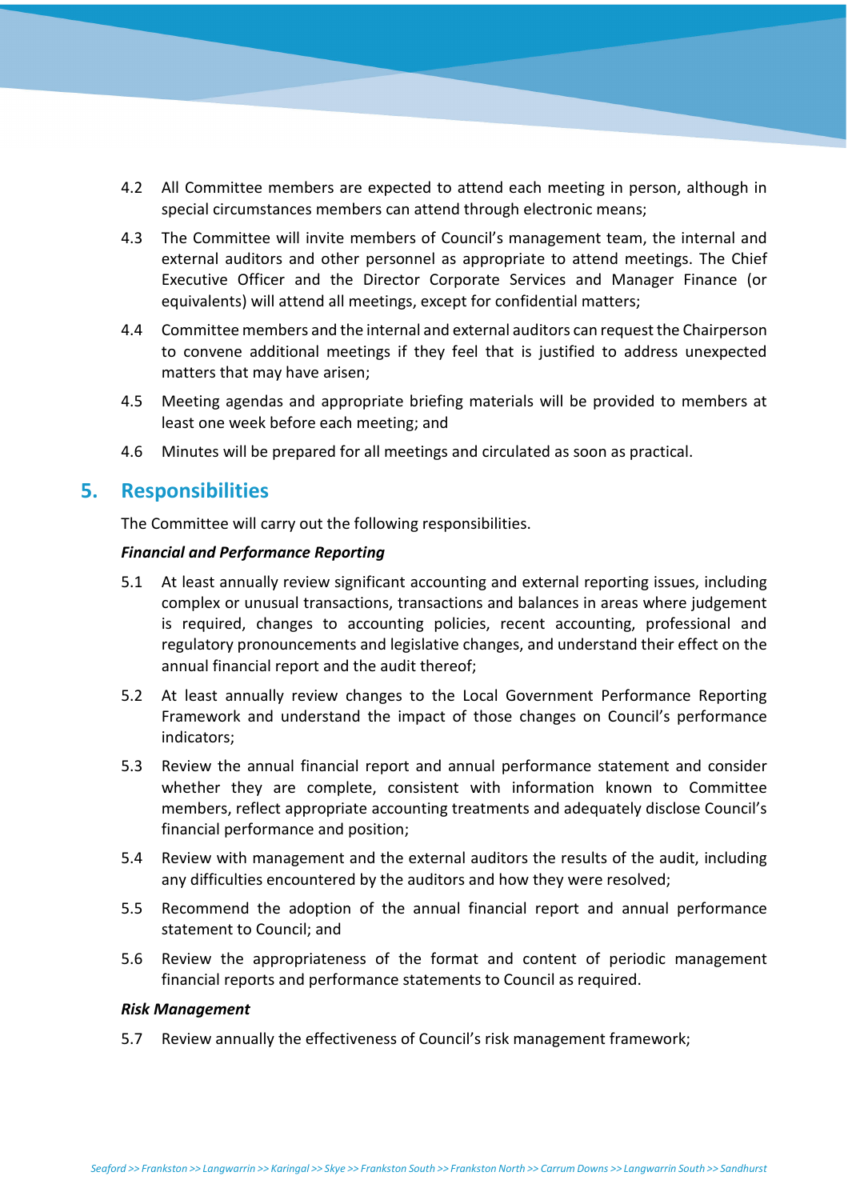4.2 All Committee members are expected to attend each meeting in person, although in special circumstances members can attend through electronic means;

4.3 The Committee will invite members of Council's management team, the internal and external auditors and other personnel as appropriate to attend meetings. The Chief Executive Officer and the Director Corporate Services and Manager Finance (or equivalents) will attend all meetings, except for confidential matters;

4.4 Committee members and the internal and external auditors can request the Chairperson to convene additional meetings if they feel that is justified to address unexpected matters that may have arisen;

4.5 Meeting agendas and appropriate briefing materials will be provided to members at least one week before each meeting; and

4.6 Minutes will be prepared for all meetings and circulated as soon as practical.

## 5. Responsibilities

The Committee will carry out the following responsibilities.

***Financial and Performance Reporting***

5.1 At least annually review significant accounting and external reporting issues, including complex or unusual transactions, transactions and balances in areas where judgement is required, changes to accounting policies, recent accounting, professional and regulatory pronouncements and legislative changes, and understand their effect on the annual financial report and the audit thereof;

5.2 At least annually review changes to the Local Government Performance Reporting Framework and understand the impact of those changes on Council's performance indicators;

5.3 Review the annual financial report and annual performance statement and consider whether they are complete, consistent with information known to Committee members, reflect appropriate accounting treatments and adequately disclose Council's financial performance and position;

5.4 Review with management and the external auditors the results of the audit, including any difficulties encountered by the auditors and how they were resolved;

5.5 Recommend the adoption of the annual financial report and annual performance statement to Council; and

5.6 Review the appropriateness of the format and content of periodic management financial reports and performance statements to Council as required.

***Risk Management***

5.7 Review annually the effectiveness of Council's risk management framework;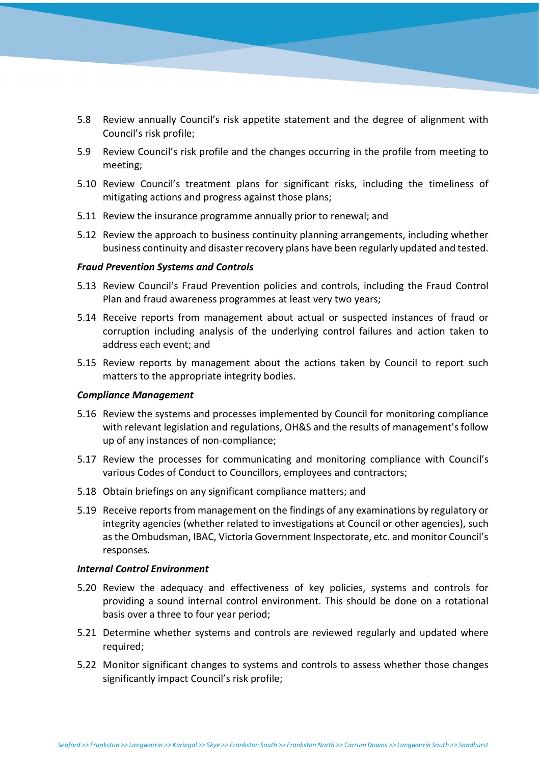5.8 Review annually Council's risk appetite statement and the degree of alignment with Council's risk profile;

5.9 Review Council's risk profile and the changes occurring in the profile from meeting to meeting;

5.10 Review Council's treatment plans for significant risks, including the timeliness of mitigating actions and progress against those plans;

5.11 Review the insurance programme annually prior to renewal; and

5.12 Review the approach to business continuity planning arrangements, including whether business continuity and disaster recovery plans have been regularly updated and tested.

***Fraud Prevention Systems and Controls***

5.13 Review Council's Fraud Prevention policies and controls, including the Fraud Control Plan and fraud awareness programmes at least very two years;

5.14 Receive reports from management about actual or suspected instances of fraud or corruption including analysis of the underlying control failures and action taken to address each event; and

5.15 Review reports by management about the actions taken by Council to report such matters to the appropriate integrity bodies.

***Compliance Management***

5.16 Review the systems and processes implemented by Council for monitoring compliance with relevant legislation and regulations, OH&S and the results of management's follow up of any instances of non-compliance;

5.17 Review the processes for communicating and monitoring compliance with Council's various Codes of Conduct to Councillors, employees and contractors;

5.18 Obtain briefings on any significant compliance matters; and

5.19 Receive reports from management on the findings of any examinations by regulatory or integrity agencies (whether related to investigations at Council or other agencies), such as the Ombudsman, IBAC, Victoria Government Inspectorate, etc. and monitor Council's responses.

***Internal Control Environment***

5.20 Review the adequacy and effectiveness of key policies, systems and controls for providing a sound internal control environment. This should be done on a rotational basis over a three to four year period;

5.21 Determine whether systems and controls are reviewed regularly and updated where required;

5.22 Monitor significant changes to systems and controls to assess whether those changes significantly impact Council's risk profile;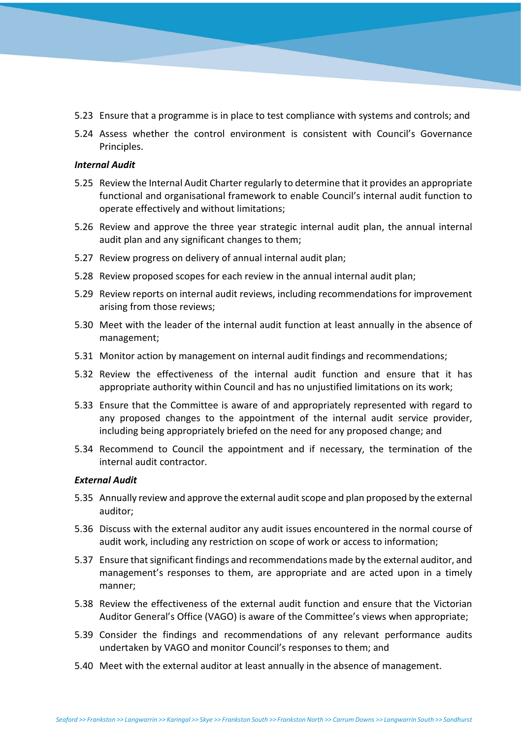5.23 Ensure that a programme is in place to test compliance with systems and controls; and

5.24 Assess whether the control environment is consistent with Council's Governance Principles.

***Internal Audit***

5.25 Review the Internal Audit Charter regularly to determine that it provides an appropriate functional and organisational framework to enable Council's internal audit function to operate effectively and without limitations;

5.26 Review and approve the three year strategic internal audit plan, the annual internal audit plan and any significant changes to them;

5.27 Review progress on delivery of annual internal audit plan;

5.28 Review proposed scopes for each review in the annual internal audit plan;

5.29 Review reports on internal audit reviews, including recommendations for improvement arising from those reviews;

5.30 Meet with the leader of the internal audit function at least annually in the absence of management;

5.31 Monitor action by management on internal audit findings and recommendations;

5.32 Review the effectiveness of the internal audit function and ensure that it has appropriate authority within Council and has no unjustified limitations on its work;

5.33 Ensure that the Committee is aware of and appropriately represented with regard to any proposed changes to the appointment of the internal audit service provider, including being appropriately briefed on the need for any proposed change; and

5.34 Recommend to Council the appointment and if necessary, the termination of the internal audit contractor.

***External Audit***

5.35 Annually review and approve the external audit scope and plan proposed by the external auditor;

5.36 Discuss with the external auditor any audit issues encountered in the normal course of audit work, including any restriction on scope of work or access to information;

5.37 Ensure that significant findings and recommendations made by the external auditor, and management's responses to them, are appropriate and are acted upon in a timely manner;

5.38 Review the effectiveness of the external audit function and ensure that the Victorian Auditor General's Office (VAGO) is aware of the Committee's views when appropriate;

5.39 Consider the findings and recommendations of any relevant performance audits undertaken by VAGO and monitor Council's responses to them; and

5.40 Meet with the external auditor at least annually in the absence of management.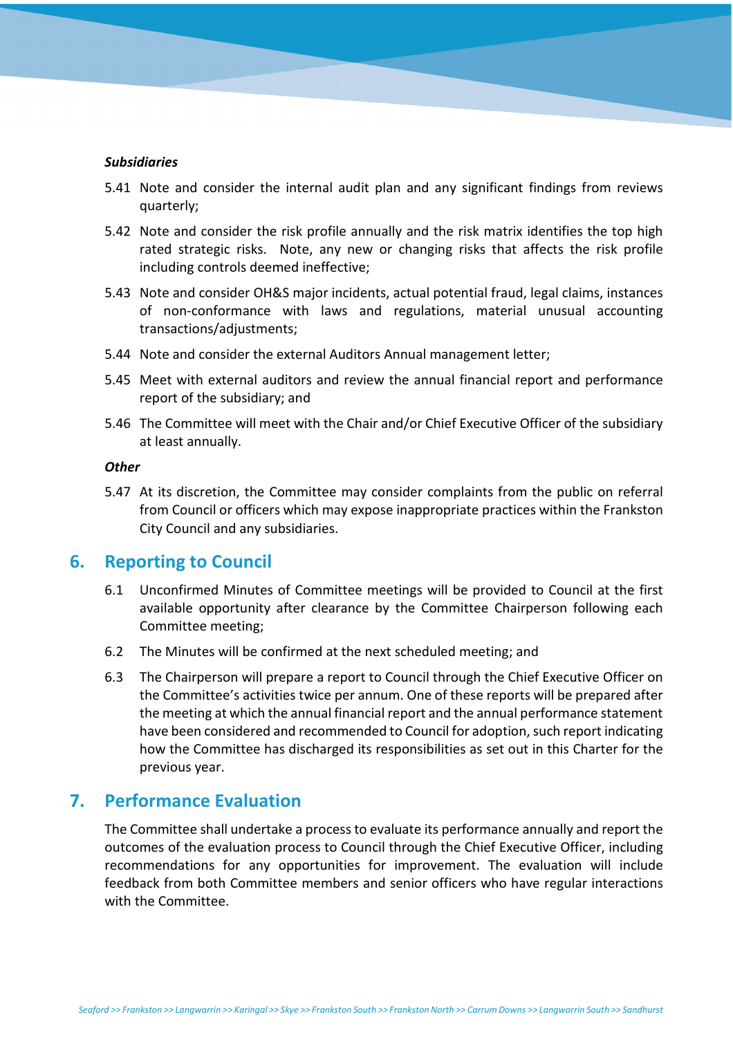***Subsidiaries***

5.41 Note and consider the internal audit plan and any significant findings from reviews quarterly;

5.42 Note and consider the risk profile annually and the risk matrix identifies the top high rated strategic risks. Note, any new or changing risks that affects the risk profile including controls deemed ineffective;

5.43 Note and consider OH&S major incidents, actual potential fraud, legal claims, instances of non-conformance with laws and regulations, material unusual accounting transactions/adjustments;

5.44 Note and consider the external Auditors Annual management letter;

5.45 Meet with external auditors and review the annual financial report and performance report of the subsidiary; and

5.46 The Committee will meet with the Chair and/or Chief Executive Officer of the subsidiary at least annually.

***Other***

5.47 At its discretion, the Committee may consider complaints from the public on referral from Council or officers which may expose inappropriate practices within the Frankston City Council and any subsidiaries.

## 6. Reporting to Council

6.1 Unconfirmed Minutes of Committee meetings will be provided to Council at the first available opportunity after clearance by the Committee Chairperson following each Committee meeting;

6.2 The Minutes will be confirmed at the next scheduled meeting; and

6.3 The Chairperson will prepare a report to Council through the Chief Executive Officer on the Committee's activities twice per annum. One of these reports will be prepared after the meeting at which the annual financial report and the annual performance statement have been considered and recommended to Council for adoption, such report indicating how the Committee has discharged its responsibilities as set out in this Charter for the previous year.

## 7. Performance Evaluation

The Committee shall undertake a process to evaluate its performance annually and report the outcomes of the evaluation process to Council through the Chief Executive Officer, including recommendations for any opportunities for improvement. The evaluation will include feedback from both Committee members and senior officers who have regular interactions with the Committee.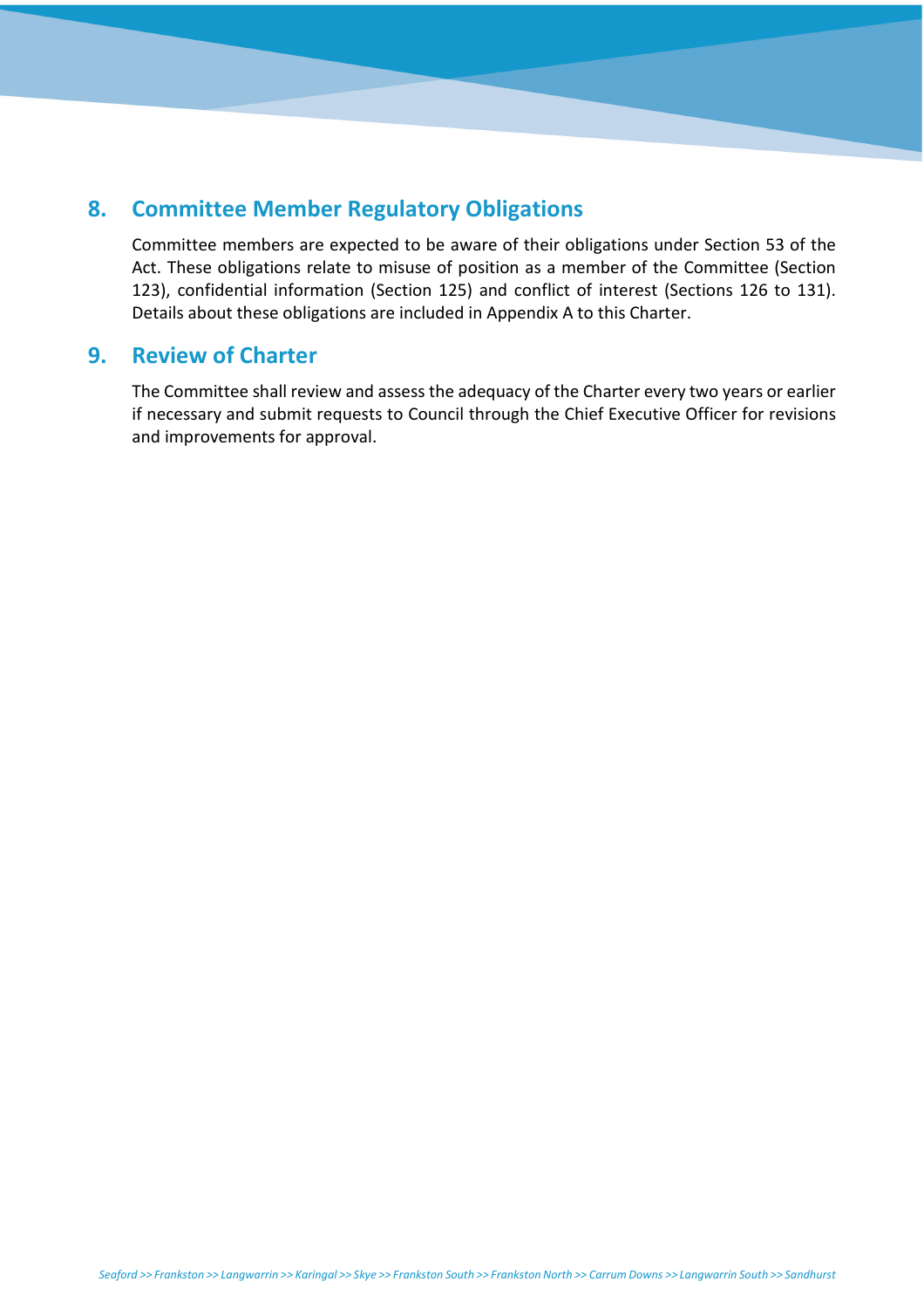## 8. Committee Member Regulatory Obligations

Committee members are expected to be aware of their obligations under Section 53 of the Act. These obligations relate to misuse of position as a member of the Committee (Section 123), confidential information (Section 125) and conflict of interest (Sections 126 to 131). Details about these obligations are included in Appendix A to this Charter.

## 9. Review of Charter

The Committee shall review and assess the adequacy of the Charter every two years or earlier if necessary and submit requests to Council through the Chief Executive Officer for revisions and improvements for approval.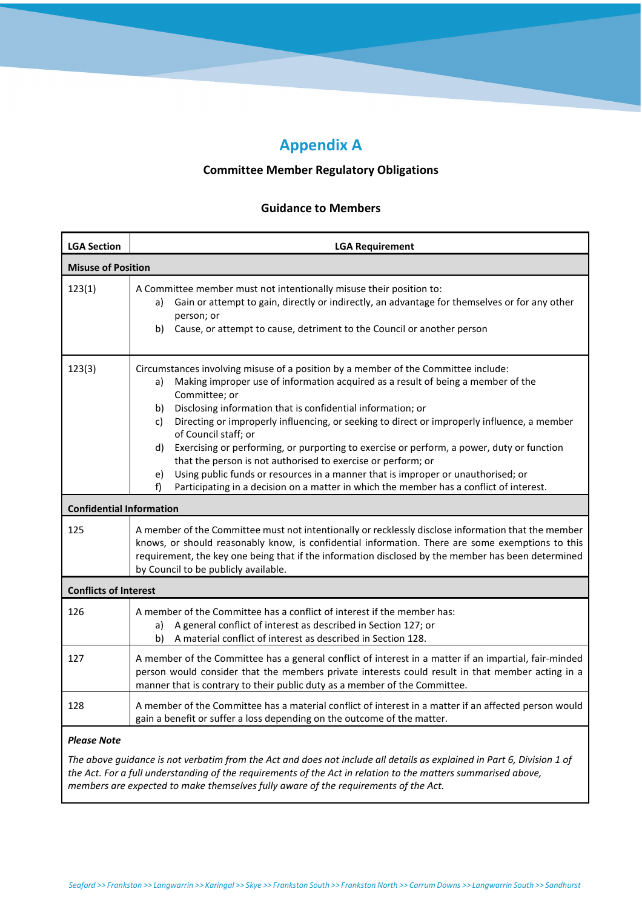# Appendix A

## Committee Member Regulatory Obligations

### Guidance to Members

| LGA Section | LGA Requirement |
|---|---|
| **Misuse of Position** | |
| 123(1) | A Committee member must not intentionally misuse their position to:<br>a) Gain or attempt to gain, directly or indirectly, an advantage for themselves or for any other person; or<br>b) Cause, or attempt to cause, detriment to the Council or another person |
| 123(3) | Circumstances involving misuse of a position by a member of the Committee include:<br>a) Making improper use of information acquired as a result of being a member of the Committee; or<br>b) Disclosing information that is confidential information; or<br>c) Directing or improperly influencing, or seeking to direct or improperly influence, a member of Council staff; or<br>d) Exercising or performing, or purporting to exercise or perform, a power, duty or function that the person is not authorised to exercise or perform; or<br>e) Using public funds or resources in a manner that is improper or unauthorised; or<br>f) Participating in a decision on a matter in which the member has a conflict of interest. |
| **Confidential Information** | |
| 125 | A member of the Committee must not intentionally or recklessly disclose information that the member knows, or should reasonably know, is confidential information. There are some exemptions to this requirement, the key one being that if the information disclosed by the member has been determined by Council to be publicly available. |
| **Conflicts of Interest** | |
| 126 | A member of the Committee has a conflict of interest if the member has:<br>a) A general conflict of interest as described in Section 127; or<br>b) A material conflict of interest as described in Section 128. |
| 127 | A member of the Committee has a general conflict of interest in a matter if an impartial, fair-minded person would consider that the members private interests could result in that member acting in a manner that is contrary to their public duty as a member of the Committee. |
| 128 | A member of the Committee has a material conflict of interest in a matter if an affected person would gain a benefit or suffer a loss depending on the outcome of the matter. |

***Please Note***

*The above guidance is not verbatim from the Act and does not include all details as explained in Part 6, Division 1 of the Act. For a full understanding of the requirements of the Act in relation to the matters summarised above, members are expected to make themselves fully aware of the requirements of the Act.*